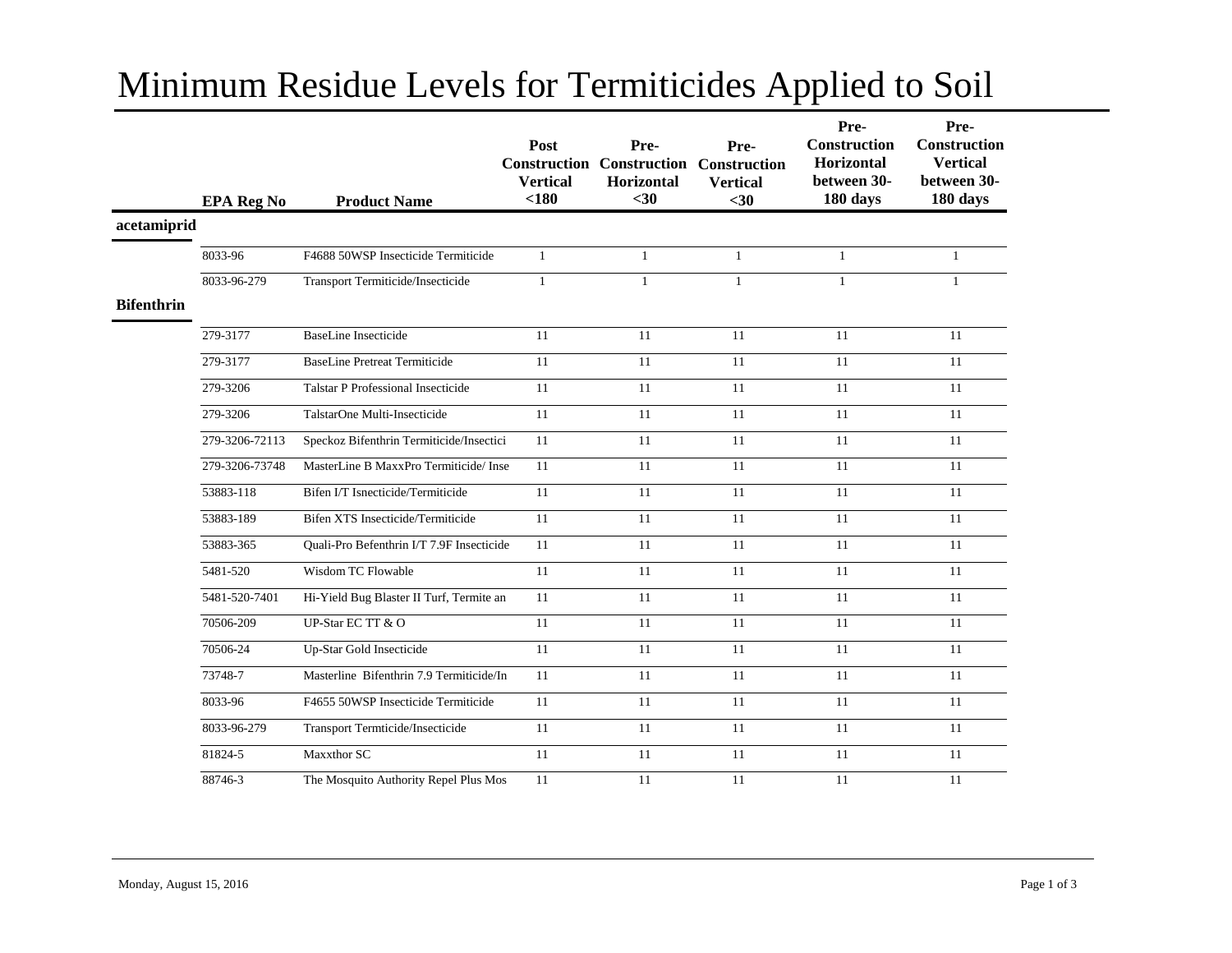# Minimum Residue Levels for Termiticides Applied to Soil

| | EPA Reg No | Product Name | Post Construction Vertical <180 | Pre-Construction Horizontal <30 | Pre-Construction Vertical <30 | Pre-Construction Horizontal between 30-180 days | Pre-Construction Vertical between 30-180 days |
|---|---|---|---|---|---|---|---|
| **acetamiprid** | | | | | | | |
| | 8033-96 | F4688 50WSP Insecticide Termiticide | 1 | 1 | 1 | 1 | 1 |
| | 8033-96-279 | Transport Termiticide/Insecticide | 1 | 1 | 1 | 1 | 1 |
| **Bifenthrin** | | | | | | | |
| | 279-3177 | BaseLine Insecticide | 11 | 11 | 11 | 11 | 11 |
| | 279-3177 | BaseLine Pretreat Termiticide | 11 | 11 | 11 | 11 | 11 |
| | 279-3206 | Talstar P Professional Insecticide | 11 | 11 | 11 | 11 | 11 |
| | 279-3206 | TalstarOne Multi-Insecticide | 11 | 11 | 11 | 11 | 11 |
| | 279-3206-72113 | Speckoz Bifenthrin Termiticide/Insectici | 11 | 11 | 11 | 11 | 11 |
| | 279-3206-73748 | MasterLine B MaxxPro Termiticide/ Inse | 11 | 11 | 11 | 11 | 11 |
| | 53883-118 | Bifen I/T Isnecticide/Termiticide | 11 | 11 | 11 | 11 | 11 |
| | 53883-189 | Bifen XTS Insecticide/Termiticide | 11 | 11 | 11 | 11 | 11 |
| | 53883-365 | Quali-Pro Befenthrin I/T 7.9F Insecticide | 11 | 11 | 11 | 11 | 11 |
| | 5481-520 | Wisdom TC Flowable | 11 | 11 | 11 | 11 | 11 |
| | 5481-520-7401 | Hi-Yield Bug Blaster II Turf, Termite an | 11 | 11 | 11 | 11 | 11 |
| | 70506-209 | UP-Star EC TT & O | 11 | 11 | 11 | 11 | 11 |
| | 70506-24 | Up-Star Gold Insecticide | 11 | 11 | 11 | 11 | 11 |
| | 73748-7 | Masterline Bifenthrin 7.9 Termiticide/In | 11 | 11 | 11 | 11 | 11 |
| | 8033-96 | F4655 50WSP Insecticide Termiticide | 11 | 11 | 11 | 11 | 11 |
| | 8033-96-279 | Transport Termticide/Insecticide | 11 | 11 | 11 | 11 | 11 |
| | 81824-5 | Maxxthor SC | 11 | 11 | 11 | 11 | 11 |
| | 88746-3 | The Mosquito Authority Repel Plus Mos | 11 | 11 | 11 | 11 | 11 |

Monday, August 15, 2016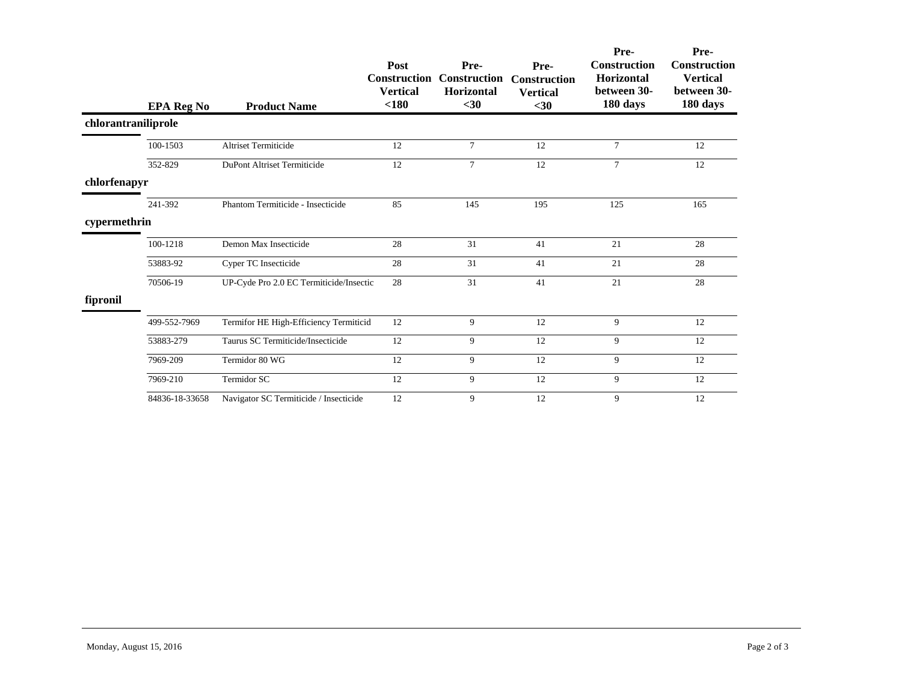| | EPA Reg No | Product Name | Post Construction Vertical <180 | Pre-Construction Horizontal <30 | Pre-Construction Vertical <30 | Pre-Construction Horizontal between 30-180 days | Pre-Construction Vertical between 30-180 days |
|---|---|---|---|---|---|---|---|
| **chlorantraniliprole** | | | | | | | |
| | 100-1503 | Altriset Termiticide | 12 | 7 | 12 | 7 | 12 |
| | 352-829 | DuPont Altriset Termiticide | 12 | 7 | 12 | 7 | 12 |
| **chlorfenapyr** | | | | | | | |
| | 241-392 | Phantom Termiticide - Insecticide | 85 | 145 | 195 | 125 | 165 |
| **cypermethrin** | | | | | | | |
| | 100-1218 | Demon Max Insecticide | 28 | 31 | 41 | 21 | 28 |
| | 53883-92 | Cyper TC Insecticide | 28 | 31 | 41 | 21 | 28 |
| | 70506-19 | UP-Cyde Pro 2.0 EC Termiticide/Insectic | 28 | 31 | 41 | 21 | 28 |
| **fipronil** | | | | | | | |
| | 499-552-7969 | Termifor HE High-Efficiency Termiticid | 12 | 9 | 12 | 9 | 12 |
| | 53883-279 | Taurus SC Termiticide/Insecticide | 12 | 9 | 12 | 9 | 12 |
| | 7969-209 | Termidor 80 WG | 12 | 9 | 12 | 9 | 12 |
| | 7969-210 | Termidor SC | 12 | 9 | 12 | 9 | 12 |
| | 84836-18-33658 | Navigator SC Termiticide / Insecticide | 12 | 9 | 12 | 9 | 12 |

Monday, August 15, 2016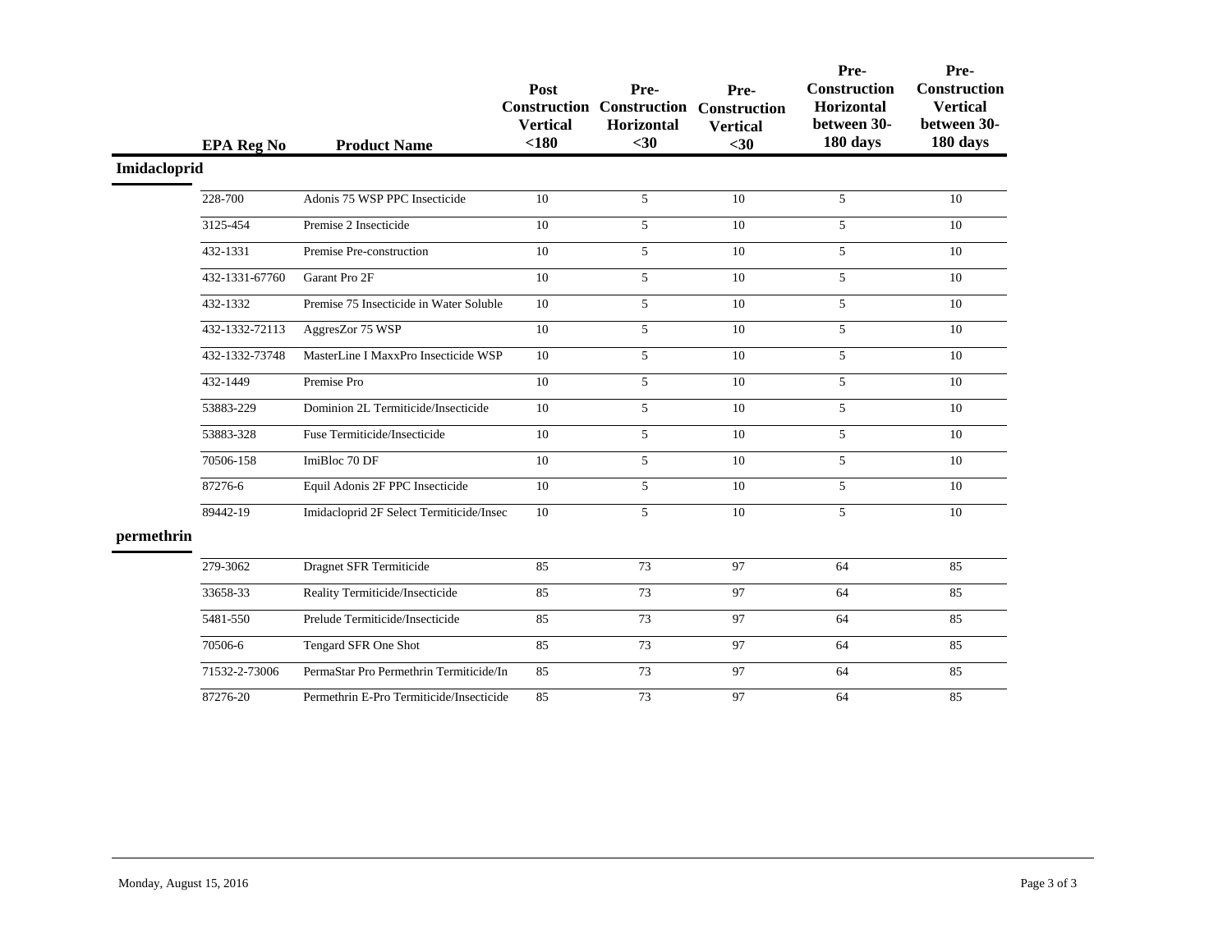| | EPA Reg No | Product Name | Post Construction Vertical <180 | Pre-Construction Horizontal <30 | Pre-Construction Vertical <30 | Pre-Construction Horizontal between 30-180 days | Pre-Construction Vertical between 30-180 days |
|---|---|---|---|---|---|---|---|
| **Imidacloprid** | | | | | | | |
| | 228-700 | Adonis 75 WSP PPC Insecticide | 10 | 5 | 10 | 5 | 10 |
| | 3125-454 | Premise 2 Insecticide | 10 | 5 | 10 | 5 | 10 |
| | 432-1331 | Premise Pre-construction | 10 | 5 | 10 | 5 | 10 |
| | 432-1331-67760 | Garant Pro 2F | 10 | 5 | 10 | 5 | 10 |
| | 432-1332 | Premise 75 Insecticide in Water Soluble | 10 | 5 | 10 | 5 | 10 |
| | 432-1332-72113 | AggresZor 75 WSP | 10 | 5 | 10 | 5 | 10 |
| | 432-1332-73748 | MasterLine I MaxxPro Insecticide WSP | 10 | 5 | 10 | 5 | 10 |
| | 432-1449 | Premise Pro | 10 | 5 | 10 | 5 | 10 |
| | 53883-229 | Dominion 2L Termiticide/Insecticide | 10 | 5 | 10 | 5 | 10 |
| | 53883-328 | Fuse Termiticide/Insecticide | 10 | 5 | 10 | 5 | 10 |
| | 70506-158 | ImiBloc 70 DF | 10 | 5 | 10 | 5 | 10 |
| | 87276-6 | Equil Adonis 2F PPC Insecticide | 10 | 5 | 10 | 5 | 10 |
| | 89442-19 | Imidacloprid 2F Select Termiticide/Insec | 10 | 5 | 10 | 5 | 10 |
| **permethrin** | | | | | | | |
| | 279-3062 | Dragnet SFR Termiticide | 85 | 73 | 97 | 64 | 85 |
| | 33658-33 | Reality Termiticide/Insecticide | 85 | 73 | 97 | 64 | 85 |
| | 5481-550 | Prelude Termiticide/Insecticide | 85 | 73 | 97 | 64 | 85 |
| | 70506-6 | Tengard SFR One Shot | 85 | 73 | 97 | 64 | 85 |
| | 71532-2-73006 | PermaStar Pro Permethrin Termiticide/In | 85 | 73 | 97 | 64 | 85 |
| | 87276-20 | Permethrin E-Pro Termiticide/Insecticide | 85 | 73 | 97 | 64 | 85 |

Monday, August 15, 2016